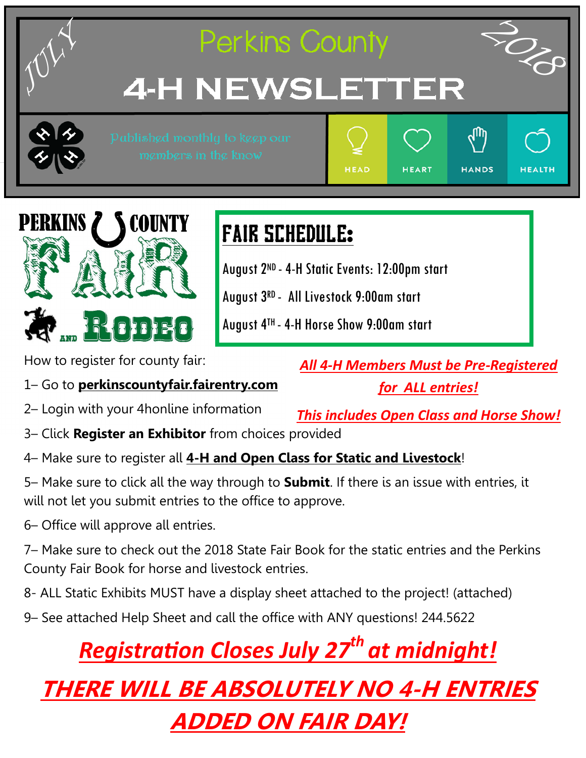JULY

# Perkins County 4-H NEWSLETTER

2018

Published monthly to keep our members in the know

HEAD HEART HANDS HEALTH

PERKINS COUNTY FAIR AND RODEO

## FAIR SCHEDULE:

August 2ND - 4-H Static Events: 12:00pm start

August 3RD - All Livestock 9:00am start

August 4TH - 4-H Horse Show 9:00am start

How to register for county fair:

1– Go to **perkinscountyfair.fairentry.com**

2– Login with your 4honline information

3– Click **Register an Exhibitor** from choices provided

4– Make sure to register all **4-H and Open Class for Static and Livestock**!

5– Make sure to click all the way through to **Submit**. If there is an issue with entries, it will not let you submit entries to the office to approve.

6– Office will approve all entries.

7– Make sure to check out the 2018 State Fair Book for the static entries and the Perkins County Fair Book for horse and livestock entries.

8- ALL Static Exhibits MUST have a display sheet attached to the project! (attached)

9– See attached Help Sheet and call the office with ANY questions! 244.5622

***All 4-H Members Must be Pre-Registered for ALL entries!***

***This includes Open Class and Horse Show!***

***Registration Closes July 27th at midnight!***

***THERE WILL BE ABSOLUTELY NO 4-H ENTRIES ADDED ON FAIR DAY!***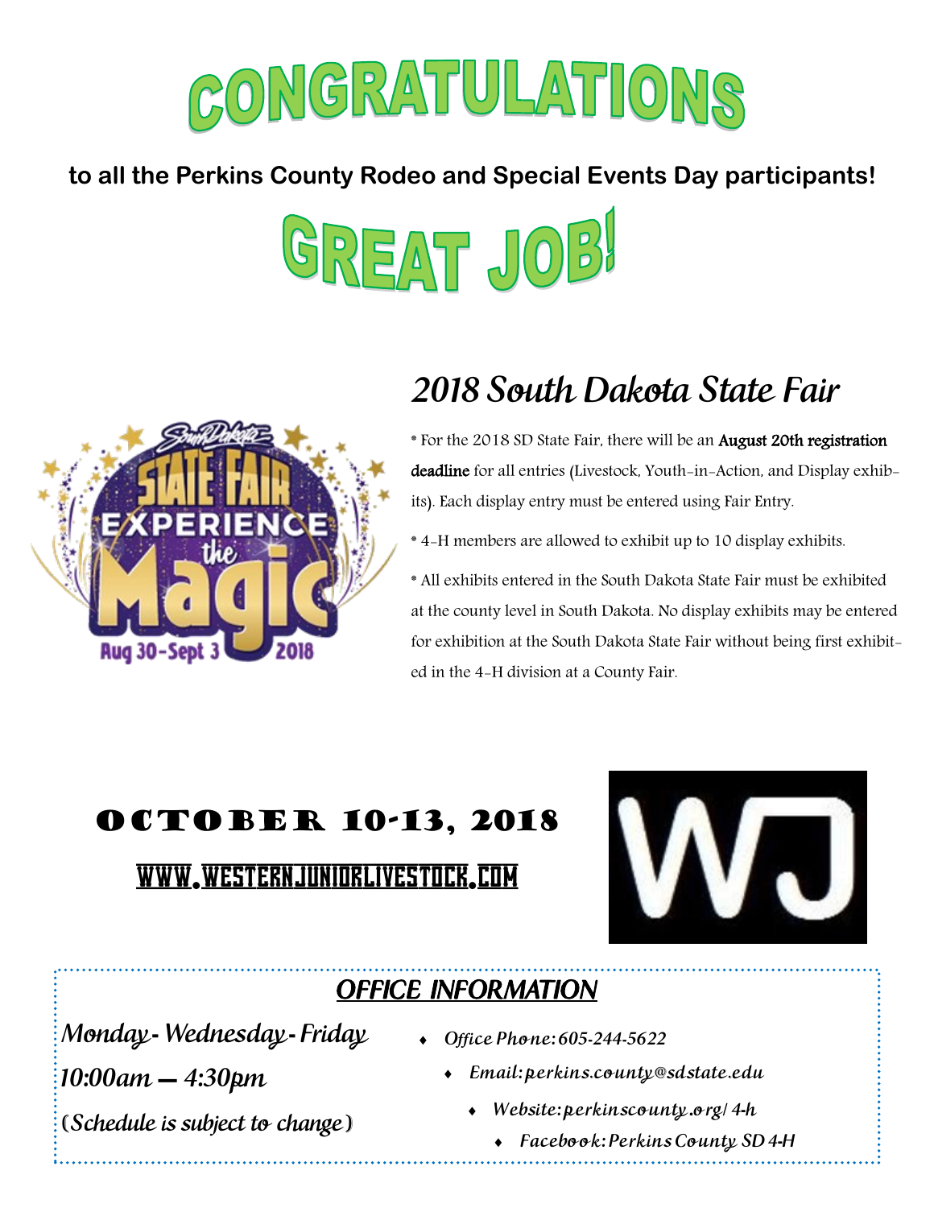# CONGRATULATIONS

**to all the Perkins County Rodeo and Special Events Day participants!**

# GREAT JOB!

## *2018 South Dakota State Fair*

* For the 2018 SD State Fair, there will be an **August 20th registration deadline** for all entries (Livestock, Youth-in-Action, and Display exhibits). Each display entry must be entered using Fair Entry.

* 4-H members are allowed to exhibit up to 10 display exhibits.

* All exhibits entered in the South Dakota State Fair must be exhibited at the county level in South Dakota. No display exhibits may be entered for exhibition at the South Dakota State Fair without being first exhibited in the 4-H division at a County Fair.

## OCTOBER 10-13, 2018

WWW.WESTERNJUNIORLIVESTOCK.COM

## *OFFICE INFORMATION*

*Monday - Wednesday - Friday*

*10:00am — 4:30pm*

*(Schedule is subject to change)*

- *Office Phone: 605-244-5622*
- *Email: perkins.county@sdstate.edu*
- *Website: perkinscounty.org/4-h*
- *Facebook: Perkins County SD 4-H*